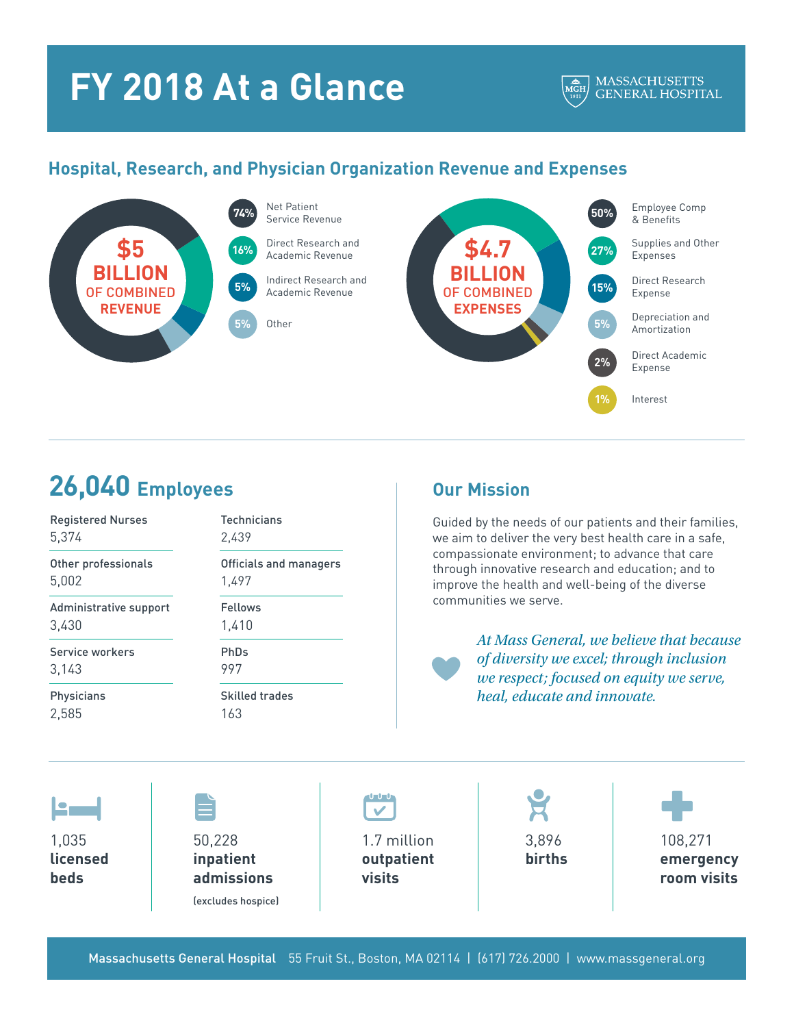# FY 2018 At a Glance

MASSACHUSETTS GENERAL HOSPITAL

## Hospital, Research, and Physician Organization Revenue and Expenses

**$5 BILLION OF COMBINED REVENUE**

- 74% Net Patient Service Revenue
- 16% Direct Research and Academic Revenue
- 5% Indirect Research and Academic Revenue
- 5% Other

**$4.7 BILLION OF COMBINED EXPENSES**

- 50% Employee Comp & Benefits
- 27% Supplies and Other Expenses
- 15% Direct Research Expense
- 5% Depreciation and Amortization
- 2% Direct Academic Expense
- 1% Interest

## 26,040 Employees

| Category | Count | Category | Count |
|---|---|---|---|
| Registered Nurses | 5,374 | Technicians | 2,439 |
| Other professionals | 5,002 | Officials and managers | 1,497 |
| Administrative support | 3,430 | Fellows | 1,410 |
| Service workers | 3,143 | PhDs | 997 |
| Physicians | 2,585 | Skilled trades | 163 |

## Our Mission

Guided by the needs of our patients and their families, we aim to deliver the very best health care in a safe, compassionate environment; to advance that care through innovative research and education; and to improve the health and well-being of the diverse communities we serve.

*At Mass General, we believe that because of diversity we excel; through inclusion we respect; focused on equity we serve, heal, educate and innovate.*

- 1,035 **licensed beds**
- 50,228 **inpatient admissions** (excludes hospice)
- 1.7 million **outpatient visits**
- 3,896 **births**
- 108,271 **emergency room visits**

**Massachusetts General Hospital** 55 Fruit St., Boston, MA 02114 | (617) 726.2000 | www.massgeneral.org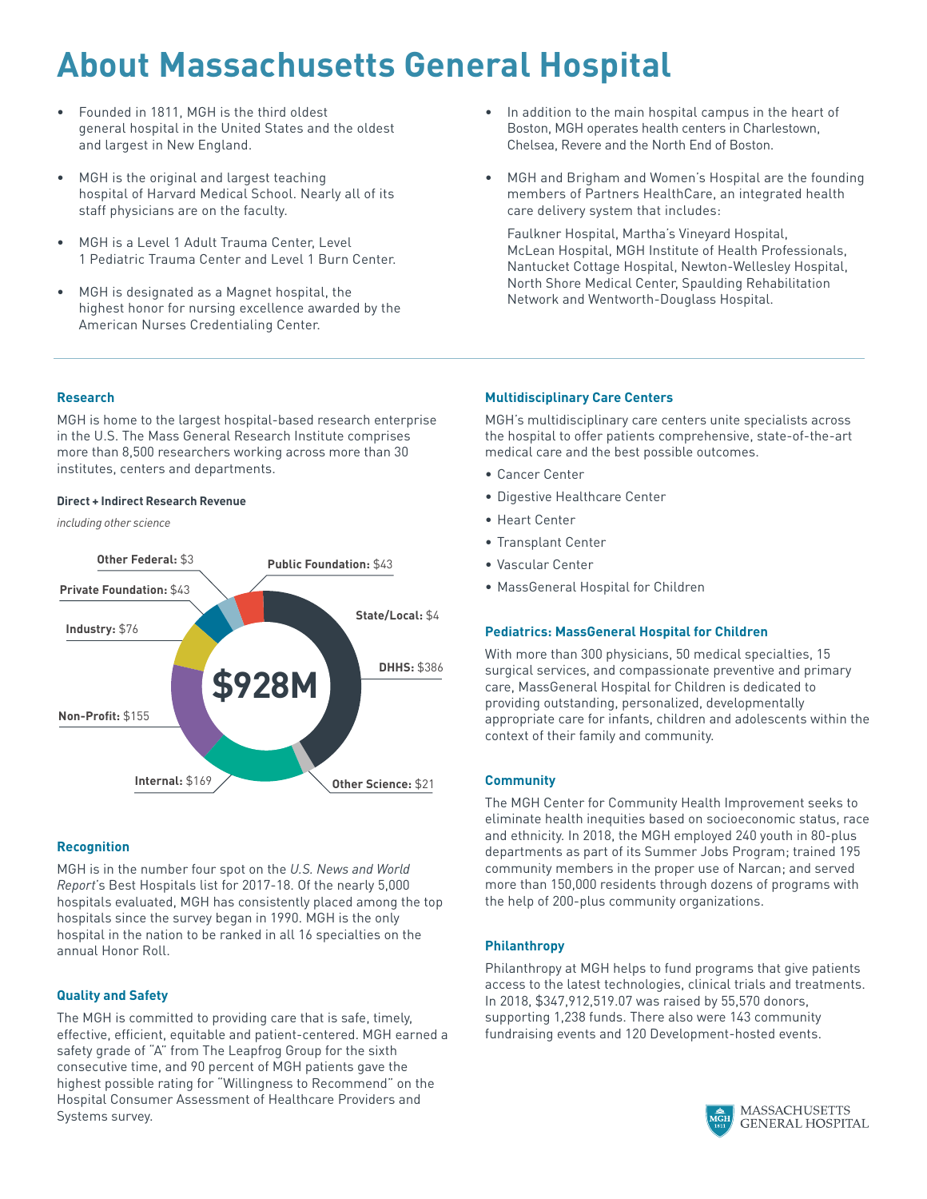# About Massachusetts General Hospital

- Founded in 1811, MGH is the third oldest general hospital in the United States and the oldest and largest in New England.
- MGH is the original and largest teaching hospital of Harvard Medical School. Nearly all of its staff physicians are on the faculty.
- MGH is a Level 1 Adult Trauma Center, Level 1 Pediatric Trauma Center and Level 1 Burn Center.
- MGH is designated as a Magnet hospital, the highest honor for nursing excellence awarded by the American Nurses Credentialing Center.
- In addition to the main hospital campus in the heart of Boston, MGH operates health centers in Charlestown, Chelsea, Revere and the North End of Boston.
- MGH and Brigham and Women's Hospital are the founding members of Partners HealthCare, an integrated health care delivery system that includes:

  Faulkner Hospital, Martha's Vineyard Hospital, McLean Hospital, MGH Institute of Health Professionals, Nantucket Cottage Hospital, Newton-Wellesley Hospital, North Shore Medical Center, Spaulding Rehabilitation Network and Wentworth-Douglass Hospital.

### Research

MGH is home to the largest hospital-based research enterprise in the U.S. The Mass General Research Institute comprises more than 8,500 researchers working across more than 30 institutes, centers and departments.

**Direct + Indirect Research Revenue**

*including other science*

$928M

**Other Federal:** $3
**Public Foundation:** $43
**Private Foundation:** $43
**State/Local:** $4
**Industry:** $76
**DHHS:** $386
**Non-Profit:** $155
**Internal:** $169
**Other Science:** $21

### Recognition

MGH is in the number four spot on the *U.S. News and World Report*'s Best Hospitals list for 2017-18. Of the nearly 5,000 hospitals evaluated, MGH has consistently placed among the top hospitals since the survey began in 1990. MGH is the only hospital in the nation to be ranked in all 16 specialties on the annual Honor Roll.

### Quality and Safety

The MGH is committed to providing care that is safe, timely, effective, efficient, equitable and patient-centered. MGH earned a safety grade of "A" from The Leapfrog Group for the sixth consecutive time, and 90 percent of MGH patients gave the highest possible rating for "Willingness to Recommend" on the Hospital Consumer Assessment of Healthcare Providers and Systems survey.

### Multidisciplinary Care Centers

MGH's multidisciplinary care centers unite specialists across the hospital to offer patients comprehensive, state-of-the-art medical care and the best possible outcomes.

- Cancer Center
- Digestive Healthcare Center
- Heart Center
- Transplant Center
- Vascular Center
- MassGeneral Hospital for Children

### Pediatrics: MassGeneral Hospital for Children

With more than 300 physicians, 50 medical specialties, 15 surgical services, and compassionate preventive and primary care, MassGeneral Hospital for Children is dedicated to providing outstanding, personalized, developmentally appropriate care for infants, children and adolescents within the context of their family and community.

### Community

The MGH Center for Community Health Improvement seeks to eliminate health inequities based on socioeconomic status, race and ethnicity. In 2018, the MGH employed 240 youth in 80-plus departments as part of its Summer Jobs Program; trained 195 community members in the proper use of Narcan; and served more than 150,000 residents through dozens of programs with the help of 200-plus community organizations.

### Philanthropy

Philanthropy at MGH helps to fund programs that give patients access to the latest technologies, clinical trials and treatments. In 2018, $347,912,519.07 was raised by 55,570 donors, supporting 1,238 funds. There also were 143 community fundraising events and 120 Development-hosted events.

MASSACHUSETTS GENERAL HOSPITAL